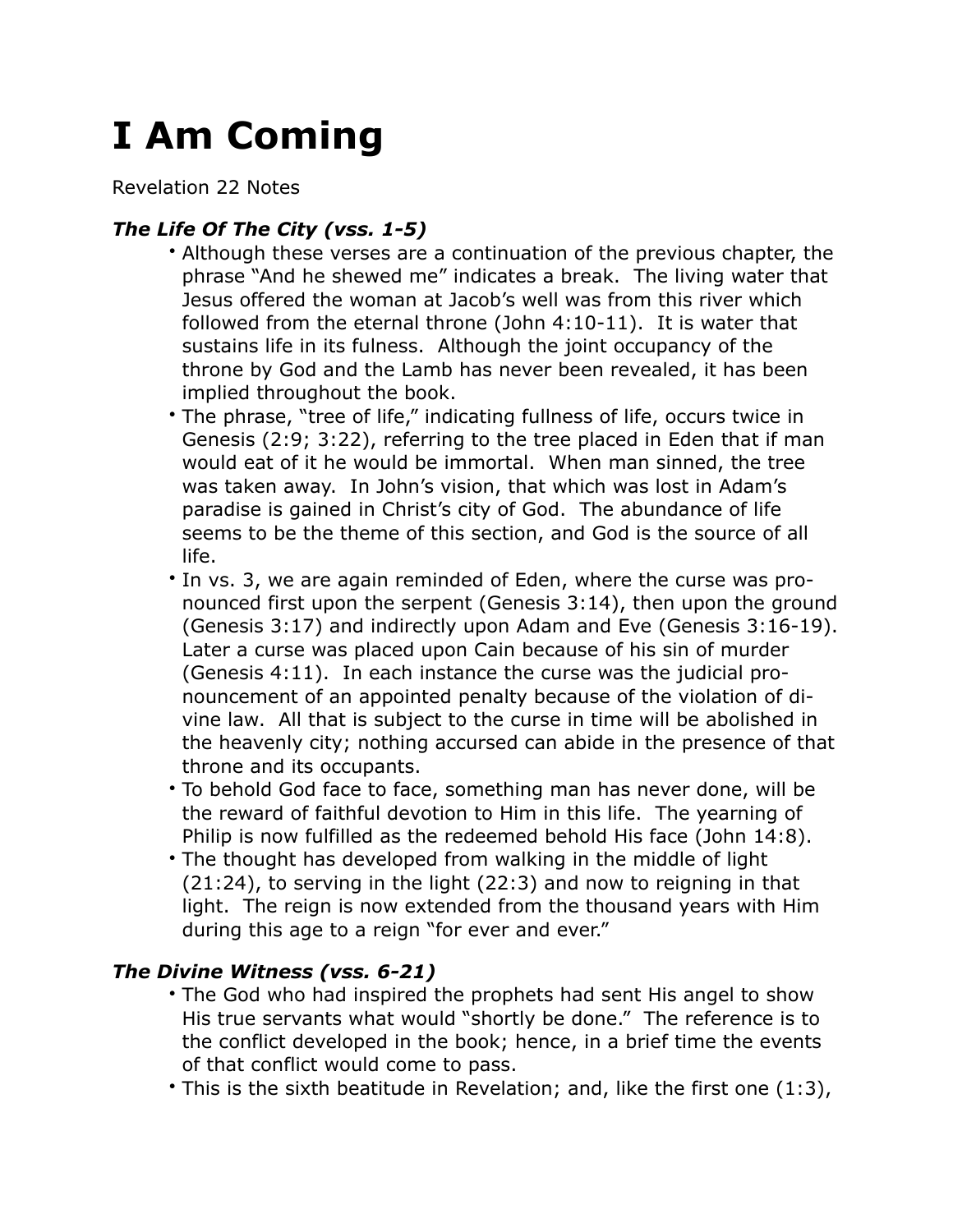# I Am Coming

Revelation 22 Notes

### *The Life Of The City (vss. 1-5)*

- Although these verses are a continuation of the previous chapter, the phrase "And he shewed me" indicates a break. The living water that Jesus offered the woman at Jacob's well was from this river which followed from the eternal throne (John 4:10-11). It is water that sustains life in its fulness. Although the joint occupancy of the throne by God and the Lamb has never been revealed, it has been implied throughout the book.
- The phrase, "tree of life," indicating fullness of life, occurs twice in Genesis (2:9; 3:22), referring to the tree placed in Eden that if man would eat of it he would be immortal. When man sinned, the tree was taken away. In John's vision, that which was lost in Adam's paradise is gained in Christ's city of God. The abundance of life seems to be the theme of this section, and God is the source of all life.
- In vs. 3, we are again reminded of Eden, where the curse was pronounced first upon the serpent (Genesis 3:14), then upon the ground (Genesis 3:17) and indirectly upon Adam and Eve (Genesis 3:16-19). Later a curse was placed upon Cain because of his sin of murder (Genesis 4:11). In each instance the curse was the judicial pronouncement of an appointed penalty because of the violation of divine law. All that is subject to the curse in time will be abolished in the heavenly city; nothing accursed can abide in the presence of that throne and its occupants.
- To behold God face to face, something man has never done, will be the reward of faithful devotion to Him in this life. The yearning of Philip is now fulfilled as the redeemed behold His face (John 14:8).
- The thought has developed from walking in the middle of light (21:24), to serving in the light (22:3) and now to reigning in that light. The reign is now extended from the thousand years with Him during this age to a reign "for ever and ever."

### *The Divine Witness (vss. 6-21)*

- The God who had inspired the prophets had sent His angel to show His true servants what would "shortly be done." The reference is to the conflict developed in the book; hence, in a brief time the events of that conflict would come to pass.
- This is the sixth beatitude in Revelation; and, like the first one (1:3),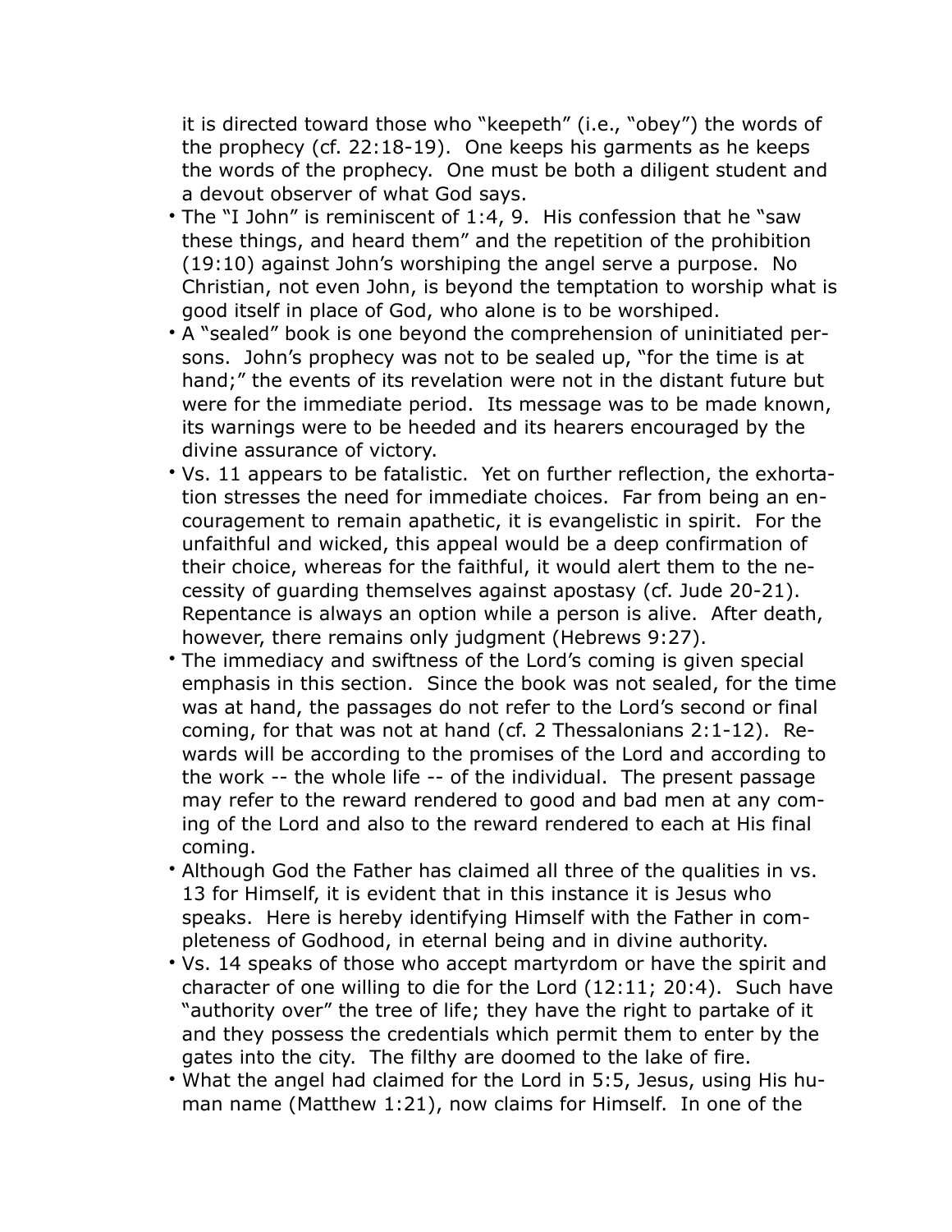it is directed toward those who "keepeth" (i.e., "obey") the words of the prophecy (cf. 22:18-19). One keeps his garments as he keeps the words of the prophecy. One must be both a diligent student and a devout observer of what God says.

- The "I John" is reminiscent of 1:4, 9. His confession that he "saw these things, and heard them" and the repetition of the prohibition (19:10) against John's worshiping the angel serve a purpose. No Christian, not even John, is beyond the temptation to worship what is good itself in place of God, who alone is to be worshiped.
- A "sealed" book is one beyond the comprehension of uninitiated persons. John's prophecy was not to be sealed up, "for the time is at hand;" the events of its revelation were not in the distant future but were for the immediate period. Its message was to be made known, its warnings were to be heeded and its hearers encouraged by the divine assurance of victory.
- Vs. 11 appears to be fatalistic. Yet on further reflection, the exhortation stresses the need for immediate choices. Far from being an encouragement to remain apathetic, it is evangelistic in spirit. For the unfaithful and wicked, this appeal would be a deep confirmation of their choice, whereas for the faithful, it would alert them to the necessity of guarding themselves against apostasy (cf. Jude 20-21). Repentance is always an option while a person is alive. After death, however, there remains only judgment (Hebrews 9:27).
- The immediacy and swiftness of the Lord's coming is given special emphasis in this section. Since the book was not sealed, for the time was at hand, the passages do not refer to the Lord's second or final coming, for that was not at hand (cf. 2 Thessalonians 2:1-12). Rewards will be according to the promises of the Lord and according to the work -- the whole life -- of the individual. The present passage may refer to the reward rendered to good and bad men at any coming of the Lord and also to the reward rendered to each at His final coming.
- Although God the Father has claimed all three of the qualities in vs. 13 for Himself, it is evident that in this instance it is Jesus who speaks. Here is hereby identifying Himself with the Father in completeness of Godhood, in eternal being and in divine authority.
- Vs. 14 speaks of those who accept martyrdom or have the spirit and character of one willing to die for the Lord (12:11; 20:4). Such have "authority over" the tree of life; they have the right to partake of it and they possess the credentials which permit them to enter by the gates into the city. The filthy are doomed to the lake of fire.
- What the angel had claimed for the Lord in 5:5, Jesus, using His human name (Matthew 1:21), now claims for Himself. In one of the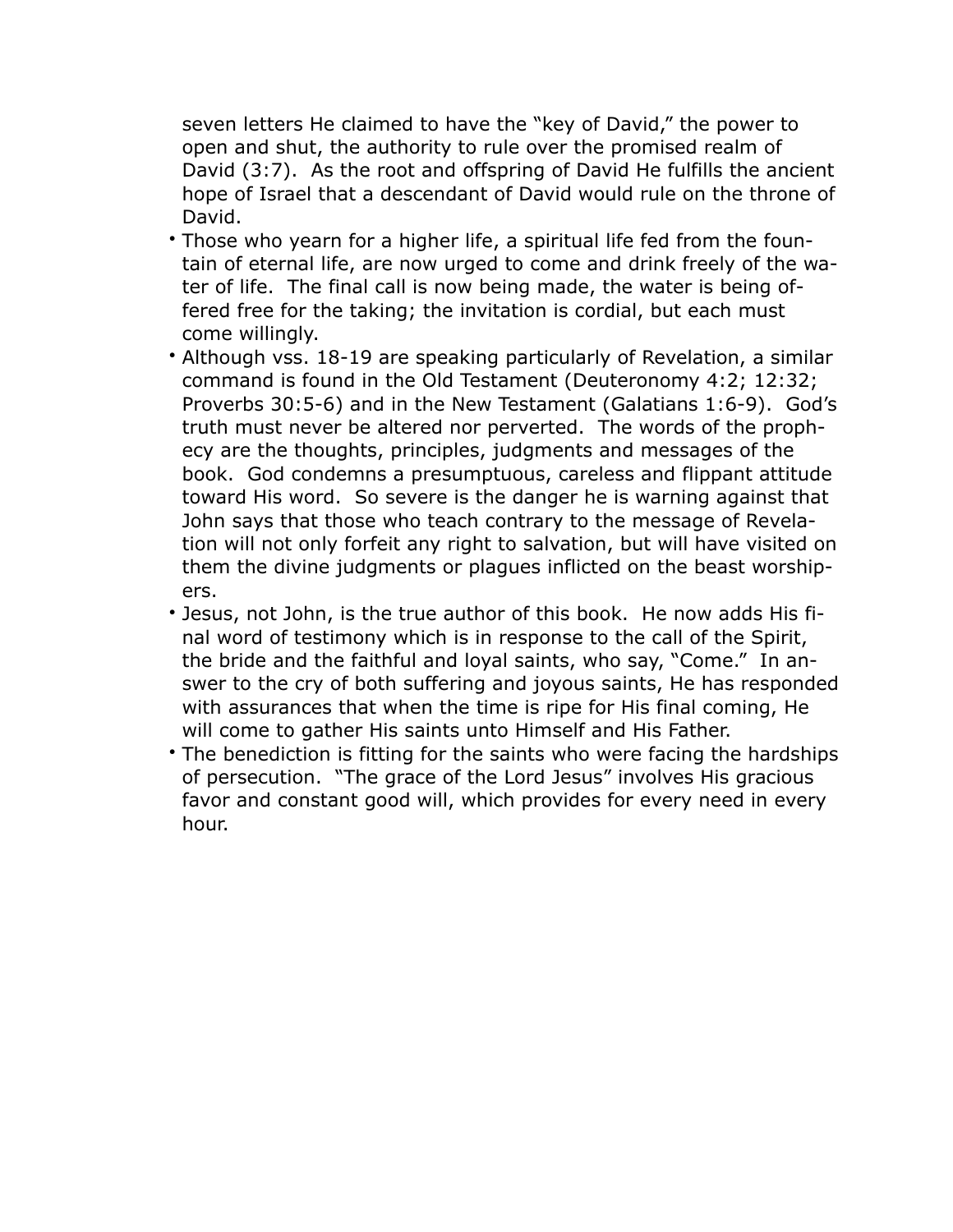seven letters He claimed to have the "key of David," the power to open and shut, the authority to rule over the promised realm of David (3:7). As the root and offspring of David He fulfills the ancient hope of Israel that a descendant of David would rule on the throne of David.

- Those who yearn for a higher life, a spiritual life fed from the fountain of eternal life, are now urged to come and drink freely of the water of life. The final call is now being made, the water is being offered free for the taking; the invitation is cordial, but each must come willingly.
- Although vss. 18-19 are speaking particularly of Revelation, a similar command is found in the Old Testament (Deuteronomy 4:2; 12:32; Proverbs 30:5-6) and in the New Testament (Galatians 1:6-9). God's truth must never be altered nor perverted. The words of the prophecy are the thoughts, principles, judgments and messages of the book. God condemns a presumptuous, careless and flippant attitude toward His word. So severe is the danger he is warning against that John says that those who teach contrary to the message of Revelation will not only forfeit any right to salvation, but will have visited on them the divine judgments or plagues inflicted on the beast worshipers.
- Jesus, not John, is the true author of this book. He now adds His final word of testimony which is in response to the call of the Spirit, the bride and the faithful and loyal saints, who say, "Come." In answer to the cry of both suffering and joyous saints, He has responded with assurances that when the time is ripe for His final coming, He will come to gather His saints unto Himself and His Father.
- The benediction is fitting for the saints who were facing the hardships of persecution. "The grace of the Lord Jesus" involves His gracious favor and constant good will, which provides for every need in every hour.